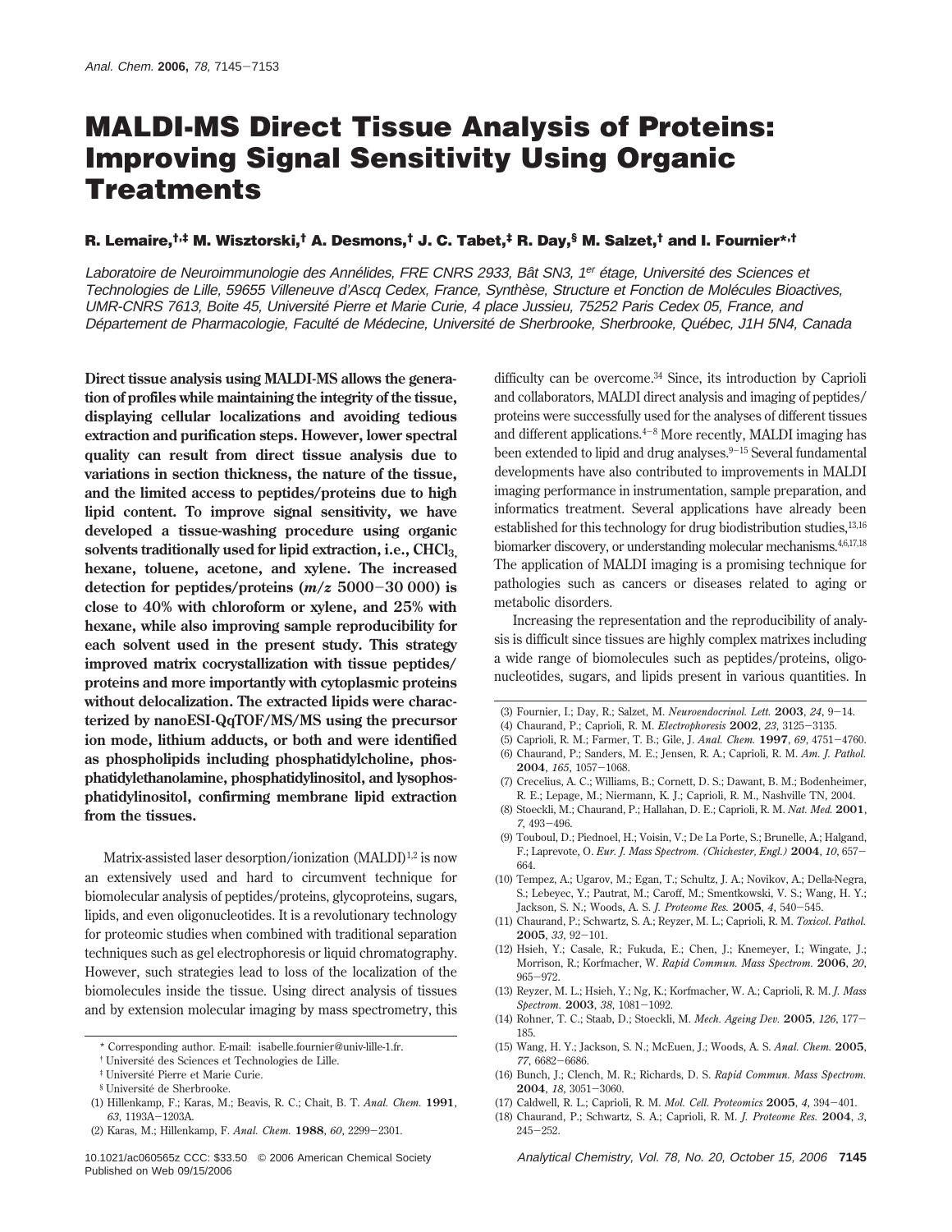# MALDI-MS Direct Tissue Analysis of Proteins: Improving Signal Sensitivity Using Organic Treatments

**R. Lemaire,[†,‡] M. Wisztorski,[†] A. Desmons,[†] J. C. Tabet,[‡] R. Day,[§] M. Salzet,[†] and I. Fournier*,[†]**

*Laboratoire de Neuroimmunologie des Annélides, FRE CNRS 2933, Bât SN3, 1er étage, Université des Sciences et Technologies de Lille, 59655 Villeneuve d'Ascq Cedex, France, Synthèse, Structure et Fonction de Molécules Bioactives, UMR-CNRS 7613, Boite 45, Université Pierre et Marie Curie, 4 place Jussieu, 75252 Paris Cedex 05, France, and Département de Pharmacologie, Faculté de Médecine, Université de Sherbrooke, Sherbrooke, Québec, J1H 5N4, Canada*

**Direct tissue analysis using MALDI-MS allows the generation of profiles while maintaining the integrity of the tissue, displaying cellular localizations and avoiding tedious extraction and purification steps. However, lower spectral quality can result from direct tissue analysis due to variations in section thickness, the nature of the tissue, and the limited access to peptides/proteins due to high lipid content. To improve signal sensitivity, we have developed a tissue-washing procedure using organic solvents traditionally used for lipid extraction, i.e., $CHCl_3$, hexane, toluene, acetone, and xylene. The increased detection for peptides/proteins ($m/z$ 5000−30 000) is close to 40% with chloroform or xylene, and 25% with hexane, while also improving sample reproducibility for each solvent used in the present study. This strategy improved matrix cocrystallization with tissue peptides/proteins and more importantly with cytoplasmic proteins without delocalization. The extracted lipids were characterized by nanoESI-QqTOF/MS/MS using the precursor ion mode, lithium adducts, or both and were identified as phospholipids including phosphatidylcholine, phosphatidylethanolamine, phosphatidylinositol, and lysophosphatidylinositol, confirming membrane lipid extraction from the tissues.**

Matrix-assisted laser desorption/ionization (MALDI)[1,2] is now an extensively used and hard to circumvent technique for biomolecular analysis of peptides/proteins, glycoproteins, sugars, lipids, and even oligonucleotides. It is a revolutionary technology for proteomic studies when combined with traditional separation techniques such as gel electrophoresis or liquid chromatography. However, such strategies lead to loss of the localization of the biomolecules inside the tissue. Using direct analysis of tissues and by extension molecular imaging by mass spectrometry, this difficulty can be overcome.[3,4] Since, its introduction by Caprioli and collaborators, MALDI direct analysis and imaging of peptides/proteins were successfully used for the analyses of different tissues and different applications.[4−8] More recently, MALDI imaging has been extended to lipid and drug analyses.[9−15] Several fundamental developments have also contributed to improvements in MALDI imaging performance in instrumentation, sample preparation, and informatics treatment. Several applications have already been established for this technology for drug biodistribution studies,[13,16] biomarker discovery, or understanding molecular mechanisms.[4,6,17,18] The application of MALDI imaging is a promising technique for pathologies such as cancers or diseases related to aging or metabolic disorders.

Increasing the representation and the reproducibility of analysis is difficult since tissues are highly complex matrixes including a wide range of biomolecules such as peptides/proteins, oligonucleotides, sugars, and lipids present in various quantities. In

---

\* Corresponding author. E-mail: isabelle.fournier@univ-lille-1.fr.

† Université des Sciences et Technologies de Lille.

‡ Université Pierre et Marie Curie.

§ Université de Sherbrooke.

(1) Hillenkamp, F.; Karas, M.; Beavis, R. C.; Chait, B. T. *Anal. Chem.* **1991**, *63*, 1193A−1203A.

(2) Karas, M.; Hillenkamp, F. *Anal. Chem.* **1988**, *60*, 2299−2301.

(3) Fournier, I.; Day, R.; Salzet, M. *Neuroendocrinol. Lett.* **2003**, *24*, 9−14.

(4) Chaurand, P.; Caprioli, R. M. *Electrophoresis* **2002**, *23*, 3125−3135.

(5) Caprioli, R. M.; Farmer, T. B.; Gile, J. *Anal. Chem.* **1997**, *69*, 4751−4760.

(6) Chaurand, P.; Sanders, M. E.; Jensen, R. A.; Caprioli, R. M. *Am. J. Pathol.* **2004**, *165*, 1057−1068.

(7) Crecelius, A. C.; Williams, B.; Cornett, D. S.; Dawant, B. M.; Bodenheimer, R. E.; Lepage, M.; Niermann, K. J.; Caprioli, R. M., Nashville TN, 2004.

(8) Stoeckli, M.; Chaurand, P.; Hallahan, D. E.; Caprioli, R. M. *Nat. Med.* **2001**, *7*, 493−496.

(9) Touboul, D.; Piednoel, H.; Voisin, V.; De La Porte, S.; Brunelle, A.; Halgand, F.; Laprevote, O. *Eur. J. Mass Spectrom. (Chichester, Engl.)* **2004**, *10*, 657−664.

(10) Tempez, A.; Ugarov, M.; Egan, T.; Schultz, J. A.; Novikov, A.; Della-Negra, S.; Lebeyec, Y.; Pautrat, M.; Caroff, M.; Smentkowski, V. S.; Wang, H. Y.; Jackson, S. N.; Woods, A. S. *J. Proteome Res.* **2005**, *4*, 540−545.

(11) Chaurand, P.; Schwartz, S. A.; Reyzer, M. L.; Caprioli, R. M. *Toxicol. Pathol.* **2005**, *33*, 92−101.

(12) Hsieh, Y.; Casale, R.; Fukuda, E.; Chen, J.; Knemeyer, I.; Wingate, J.; Morrison, R.; Korfmacher, W. *Rapid Commun. Mass Spectrom.* **2006**, *20*, 965−972.

(13) Reyzer, M. L.; Hsieh, Y.; Ng, K.; Korfmacher, W. A.; Caprioli, R. M. *J. Mass Spectrom.* **2003**, *38*, 1081−1092.

(14) Rohner, T. C.; Staab, D.; Stoeckli, M. *Mech. Ageing Dev.* **2005**, *126*, 177−185.

(15) Wang, H. Y.; Jackson, S. N.; McEuen, J.; Woods, A. S. *Anal. Chem.* **2005**, *77*, 6682−6686.

(16) Bunch, J.; Clench, M. R.; Richards, D. S. *Rapid Commun. Mass Spectrom.* **2004**, *18*, 3051−3060.

(17) Caldwell, R. L.; Caprioli, R. M. *Mol. Cell. Proteomics* **2005**, *4*, 394−401.

(18) Chaurand, P.; Schwartz, S. A.; Caprioli, R. M. *J. Proteome Res.* **2004**, *3*, 245−252.

10.1021/ac060565z CCC: $33.50 © 2006 American Chemical Society
Published on Web 09/15/2006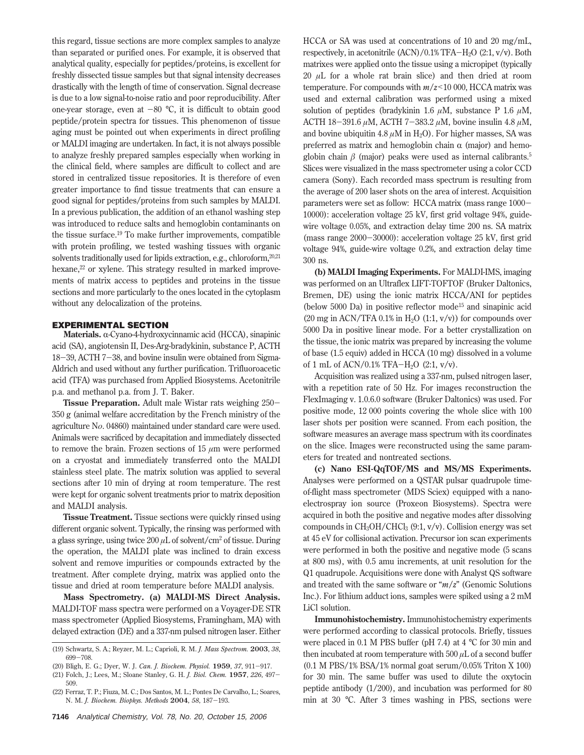this regard, tissue sections are more complex samples to analyze than separated or purified ones. For example, it is observed that analytical quality, especially for peptides/proteins, is excellent for freshly dissected tissue samples but that signal intensity decreases drastically with the length of time of conservation. Signal decrease is due to a low signal-to-noise ratio and poor reproducibility. After one-year storage, even at −80 °C, it is difficult to obtain good peptide/protein spectra for tissues. This phenomenon of tissue aging must be pointed out when experiments in direct profiling or MALDI imaging are undertaken. In fact, it is not always possible to analyze freshly prepared samples especially when working in the clinical field, where samples are difficult to collect and are stored in centralized tissue repositories. It is therefore of even greater importance to find tissue treatments that can ensure a good signal for peptides/proteins from such samples by MALDI. In a previous publication, the addition of an ethanol washing step was introduced to reduce salts and hemoglobin contaminants on the tissue surface.[19] To make further improvements, compatible with protein profiling, we tested washing tissues with organic solvents traditionally used for lipids extraction, e.g., chloroform,[20,21] hexane,[22] or xylene. This strategy resulted in marked improvements of matrix access to peptides and proteins in the tissue sections and more particularly to the ones located in the cytoplasm without any delocalization of the proteins.

## EXPERIMENTAL SECTION

**Materials.** α-Cyano-4-hydroxycinnamic acid (HCCA), sinapinic acid (SA), angiotensin II, Des-Arg-bradykinin, substance P, ACTH 18−39, ACTH 7−38, and bovine insulin were obtained from Sigma-Aldrich and used without any further purification. Trifluoroacetic acid (TFA) was purchased from Applied Biosystems. Acetonitrile p.a. and methanol p.a. from J. T. Baker.

**Tissue Preparation.** Adult male Wistar rats weighing 250−350 g (animal welfare accreditation by the French ministry of the agriculture N*o*. 04860) maintained under standard care were used. Animals were sacrificed by decapitation and immediately dissected to remove the brain. Frozen sections of 15 μm were performed on a cryostat and immediately transferred onto the MALDI stainless steel plate. The matrix solution was applied to several sections after 10 min of drying at room temperature. The rest were kept for organic solvent treatments prior to matrix deposition and MALDI analysis.

**Tissue Treatment.** Tissue sections were quickly rinsed using different organic solvent. Typically, the rinsing was performed with a glass syringe, using twice 200 μL of solvent/cm$^2$ of tissue. During the operation, the MALDI plate was inclined to drain excess solvent and remove impurities or compounds extracted by the treatment. After complete drying, matrix was applied onto the tissue and dried at room temperature before MALDI analysis.

**Mass Spectrometry. (a) MALDI-MS Direct Analysis.** MALDI-TOF mass spectra were performed on a Voyager-DE STR mass spectrometer (Applied Biosystems, Framingham, MA) with delayed extraction (DE) and a 337-nm pulsed nitrogen laser. Either HCCA or SA was used at concentrations of 10 and 20 mg/mL, respectively, in acetonitrile (ACN)/0.1% TFA−$H_2O$ (2:1, v/v). Both matrixes were applied onto the tissue using a micropipet (typically 20 μL for a whole rat brain slice) and then dried at room temperature. For compounds with $m/z$<10 000, HCCA matrix was used and external calibration was performed using a mixed solution of peptides (bradykinin 1.6 μM, substance P 1.6 μM, ACTH 18−391.6 μM, ACTH 7−383.2 μM, bovine insulin 4.8 μM, and bovine ubiquitin 4.8 μM in $H_2O$). For higher masses, SA was preferred as matrix and hemoglobin chain α (major) and hemoglobin chain β (major) peaks were used as internal calibrants.[5] Slices were visualized in the mass spectrometer using a color CCD camera (Sony). Each recorded mass spectrum is resulting from the average of 200 laser shots on the area of interest. Acquisition parameters were set as follow: HCCA matrix (mass range 1000−10000): acceleration voltage 25 kV, first grid voltage 94%, guide-wire voltage 0.05%, and extraction delay time 200 ns. SA matrix (mass range 2000−30000): acceleration voltage 25 kV, first grid voltage 94%, guide-wire voltage 0.2%, and extraction delay time 300 ns.

**(b) MALDI Imaging Experiments.** For MALDI-IMS, imaging was performed on an Ultraflex LIFT-TOFTOF (Bruker Daltonics, Bremen, DE) using the ionic matrix HCCA/ANI for peptides (below 5000 Da) in positive reflector mode[15] and sinapinic acid (20 mg in ACN/TFA 0.1% in $H_2O$ (1:1, v/v)) for compounds over 5000 Da in positive linear mode. For a better crystallization on the tissue, the ionic matrix was prepared by increasing the volume of base (1.5 equiv) added in HCCA (10 mg) dissolved in a volume of 1 mL of ACN/0.1% TFA−$H_2O$ (2:1, v/v).

Acquisition was realized using a 337-nm, pulsed nitrogen laser, with a repetition rate of 50 Hz. For images reconstruction the FlexImaging v. 1.0.6.0 software (Bruker Daltonics) was used. For positive mode, 12 000 points covering the whole slice with 100 laser shots per position were scanned. From each position, the software measures an average mass spectrum with its coordinates on the slice. Images were reconstructed using the same parameters for treated and nontreated sections.

**(c) Nano ESI-QqTOF/MS and MS/MS Experiments.** Analyses were performed on a QSTAR pulsar quadrupole time-of-flight mass spectrometer (MDS Sciex) equipped with a nano-electrospray ion source (Proxeon Biosystems). Spectra were acquired in both the positive and negative modes after dissolving compounds in $CH_3OH/CHCl_3$ (9:1, v/v). Collision energy was set at 45 eV for collisional activation. Precursor ion scan experiments were performed in both the positive and negative mode (5 scans at 800 ms), with 0.5 amu increments, at unit resolution for the Q1 quadrupole. Acquisitions were done with Analyst QS software and treated with the same software or "$m/z$" (Genomic Solutions Inc.). For lithium adduct ions, samples were spiked using a 2 mM LiCl solution.

**Immunohistochemistry.** Immunohistochemistry experiments were performed according to classical protocols. Briefly, tissues were placed in 0.1 M PBS buffer (pH 7.4) at 4 °C for 30 min and then incubated at room temperature with 500 μL of a second buffer (0.1 M PBS/1% BSA/1% normal goat serum/0.05% Triton X 100) for 30 min. The same buffer was used to dilute the oxytocin peptide antibody (1/200), and incubation was performed for 80 min at 30 °C. After 3 times washing in PBS, sections were

(19) Schwartz, S. A.; Reyzer, M. L.; Caprioli, R. M. *J. Mass Spectrom.* **2003**, *38*, 699−708.

(20) Bligh, E. G.; Dyer, W. J. *Can. J. Biochem. Physiol.* **1959**, *37*, 911−917.

(21) Folch, J.; Lees, M.; Sloane Stanley, G. H. *J. Biol. Chem.* **1957**, *226*, 497−509.

(22) Ferraz, T. P.; Fiuza, M. C.; Dos Santos, M. L.; Pontes De Carvalho, L.; Soares, N. M. *J. Biochem. Biophys. Methods* **2004**, *58*, 187−193.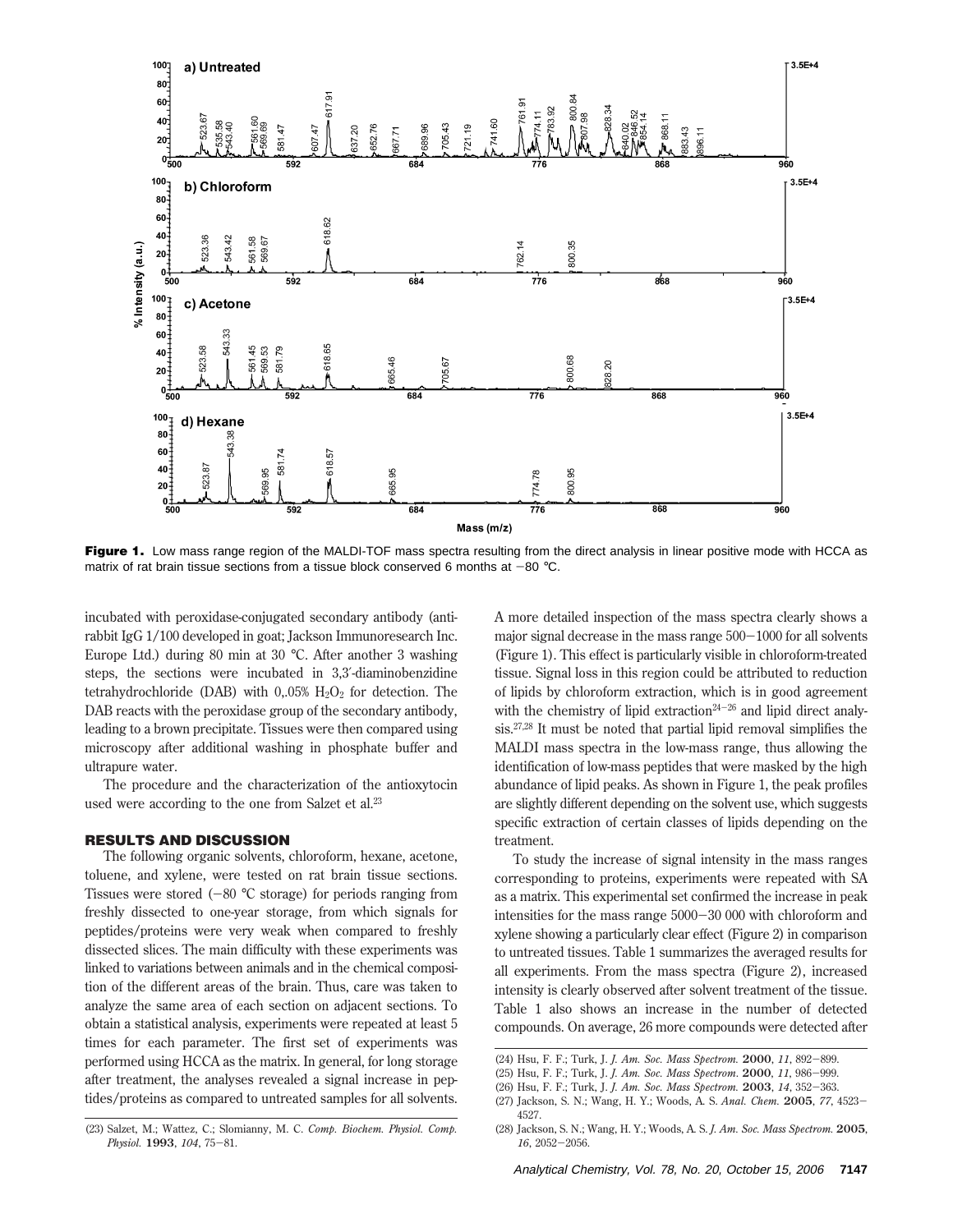Figure 1. Low mass range region of the MALDI-TOF mass spectra resulting from the direct analysis in linear positive mode with HCCA as matrix of rat brain tissue sections from a tissue block conserved 6 months at −80 °C.

incubated with peroxidase-conjugated secondary antibody (anti-rabbit IgG 1/100 developed in goat; Jackson Immunoresearch Inc. Europe Ltd.) during 80 min at 30 °C. After another 3 washing steps, the sections were incubated in 3,3′-diaminobenzidine tetrahydrochloride (DAB) with 0,.05% $H_2O_2$ for detection. The DAB reacts with the peroxidase group of the secondary antibody, leading to a brown precipitate. Tissues were then compared using microscopy after additional washing in phosphate buffer and ultrapure water.

The procedure and the characterization of the antioxytocin used were according to the one from Salzet et al.[23]

## RESULTS AND DISCUSSION

The following organic solvents, chloroform, hexane, acetone, toluene, and xylene, were tested on rat brain tissue sections. Tissues were stored (−80 °C storage) for periods ranging from freshly dissected to one-year storage, from which signals for peptides/proteins were very weak when compared to freshly dissected slices. The main difficulty with these experiments was linked to variations between animals and in the chemical composition of the different areas of the brain. Thus, care was taken to analyze the same area of each section on adjacent sections. To obtain a statistical analysis, experiments were repeated at least 5 times for each parameter. The first set of experiments was performed using HCCA as the matrix. In general, for long storage after treatment, the analyses revealed a signal increase in peptides/proteins as compared to untreated samples for all solvents. A more detailed inspection of the mass spectra clearly shows a major signal decrease in the mass range 500−1000 for all solvents (Figure 1). This effect is particularly visible in chloroform-treated tissue. Signal loss in this region could be attributed to reduction of lipids by chloroform extraction, which is in good agreement with the chemistry of lipid extraction[24−26] and lipid direct analysis.[27,28] It must be noted that partial lipid removal simplifies the MALDI mass spectra in the low-mass range, thus allowing the identification of low-mass peptides that were masked by the high abundance of lipid peaks. As shown in Figure 1, the peak profiles are slightly different depending on the solvent use, which suggests specific extraction of certain classes of lipids depending on the treatment.

To study the increase of signal intensity in the mass ranges corresponding to proteins, experiments were repeated with SA as a matrix. This experimental set confirmed the increase in peak intensities for the mass range 5000−30 000 with chloroform and xylene showing a particularly clear effect (Figure 2) in comparison to untreated tissues. Table 1 summarizes the averaged results for all experiments. From the mass spectra (Figure 2), increased intensity is clearly observed after solvent treatment of the tissue. Table 1 also shows an increase in the number of detected compounds. On average, 26 more compounds were detected after

(23) Salzet, M.; Wattez, C.; Slomianny, M. C. *Comp. Biochem. Physiol. Comp. Physiol.* **1993**, *104*, 75−81.

(24) Hsu, F. F.; Turk, J. *J. Am. Soc. Mass Spectrom.* **2000**, *11*, 892−899.

(25) Hsu, F. F.; Turk, J. *J. Am. Soc. Mass Spectrom.* **2000**, *11*, 986−999.

(26) Hsu, F. F.; Turk, J. *J. Am. Soc. Mass Spectrom.* **2003**, *14*, 352−363.

(27) Jackson, S. N.; Wang, H. Y.; Woods, A. S. *Anal. Chem.* **2005**, *77*, 4523−4527.

(28) Jackson, S. N.; Wang, H. Y.; Woods, A. S. *J. Am. Soc. Mass Spectrom.* **2005**, *16*, 2052−2056.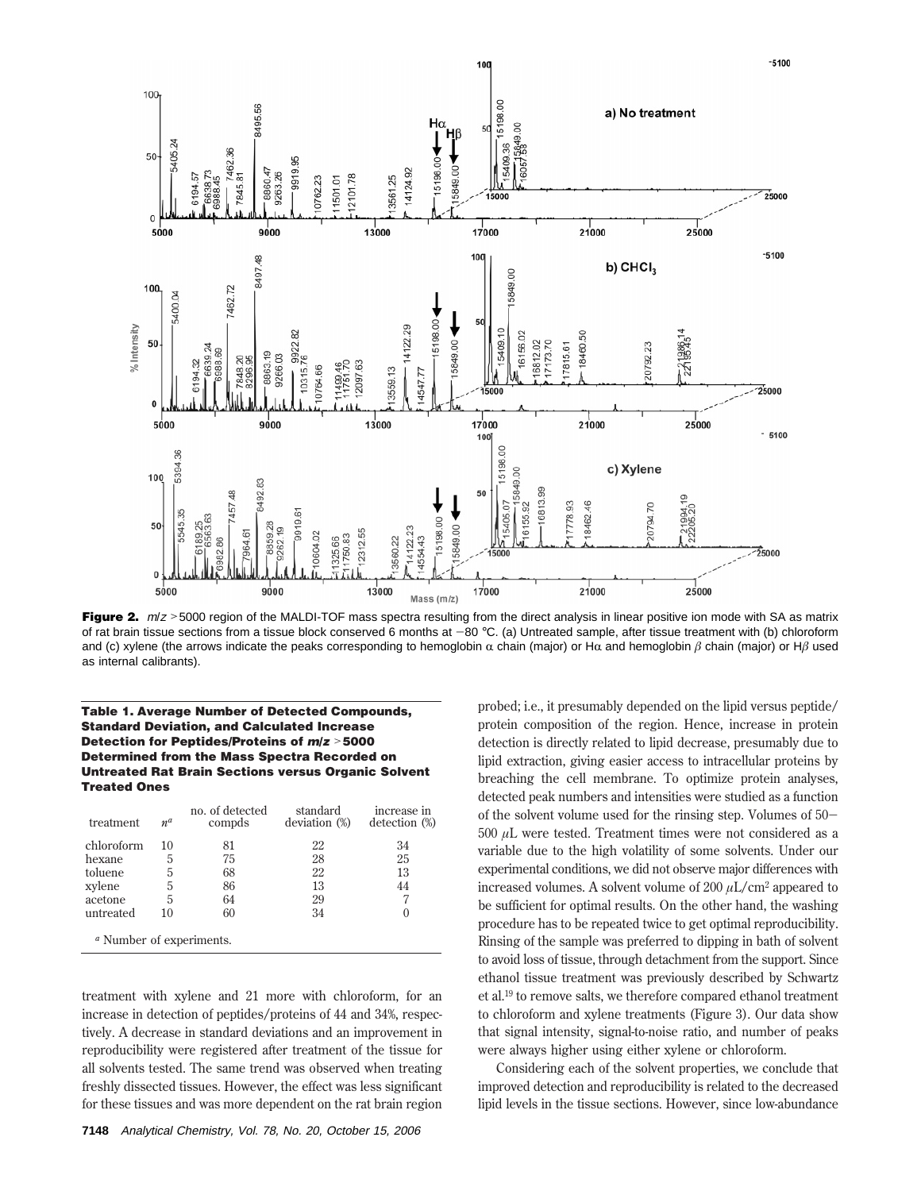**Figure 2.** *m*/*z* >5000 region of the MALDI-TOF mass spectra resulting from the direct analysis in linear positive ion mode with SA as matrix of rat brain tissue sections from a tissue block conserved 6 months at −80 °C. (a) Untreated sample, after tissue treatment with (b) chloroform and (c) xylene (the arrows indicate the peaks corresponding to hemoglobin α chain (major) or Hα and hemoglobin β chain (major) or Hβ used as internal calibrants).

**Table 1. Average Number of Detected Compounds, Standard Deviation, and Calculated Increase Detection for Peptides/Proteins of *m*/*z* >5000 Determined from the Mass Spectra Recorded on Untreated Rat Brain Sections versus Organic Solvent Treated Ones**

| treatment | $n^a$ | no. of detected compds | standard deviation (%) | increase in detection (%) |
|---|---|---|---|---|
| chloroform | 10 | 81 | 22 | 34 |
| hexane | 5 | 75 | 28 | 25 |
| toluene | 5 | 68 | 22 | 13 |
| xylene | 5 | 86 | 13 | 44 |
| acetone | 5 | 64 | 29 | 7 |
| untreated | 10 | 60 | 34 | 0 |

[a] Number of experiments.

treatment with xylene and 21 more with chloroform, for an increase in detection of peptides/proteins of 44 and 34%, respectively. A decrease in standard deviations and an improvement in reproducibility were registered after treatment of the tissue for all solvents tested. The same trend was observed when treating freshly dissected tissues. However, the effect was less significant for these tissues and was more dependent on the rat brain region probed; i.e., it presumably depended on the lipid versus peptide/protein composition of the region. Hence, increase in protein detection is directly related to lipid decrease, presumably due to lipid extraction, giving easier access to intracellular proteins by breaching the cell membrane. To optimize protein analyses, detected peak numbers and intensities were studied as a function of the solvent volume used for the rinsing step. Volumes of 50−500 μL were tested. Treatment times were not considered as a variable due to the high volatility of some solvents. Under our experimental conditions, we did not observe major differences with increased volumes. A solvent volume of 200 μL/cm$^2$ appeared to be sufficient for optimal results. On the other hand, the washing procedure has to be repeated twice to get optimal reproducibility. Rinsing of the sample was preferred to dipping in bath of solvent to avoid loss of tissue, through detachment from the support. Since ethanol tissue treatment was previously described by Schwartz et al.[19] to remove salts, we therefore compared ethanol treatment to chloroform and xylene treatments (Figure 3). Our data show that signal intensity, signal-to-noise ratio, and number of peaks were always higher using either xylene or chloroform.

Considering each of the solvent properties, we conclude that improved detection and reproducibility is related to the decreased lipid levels in the tissue sections. However, since low-abundance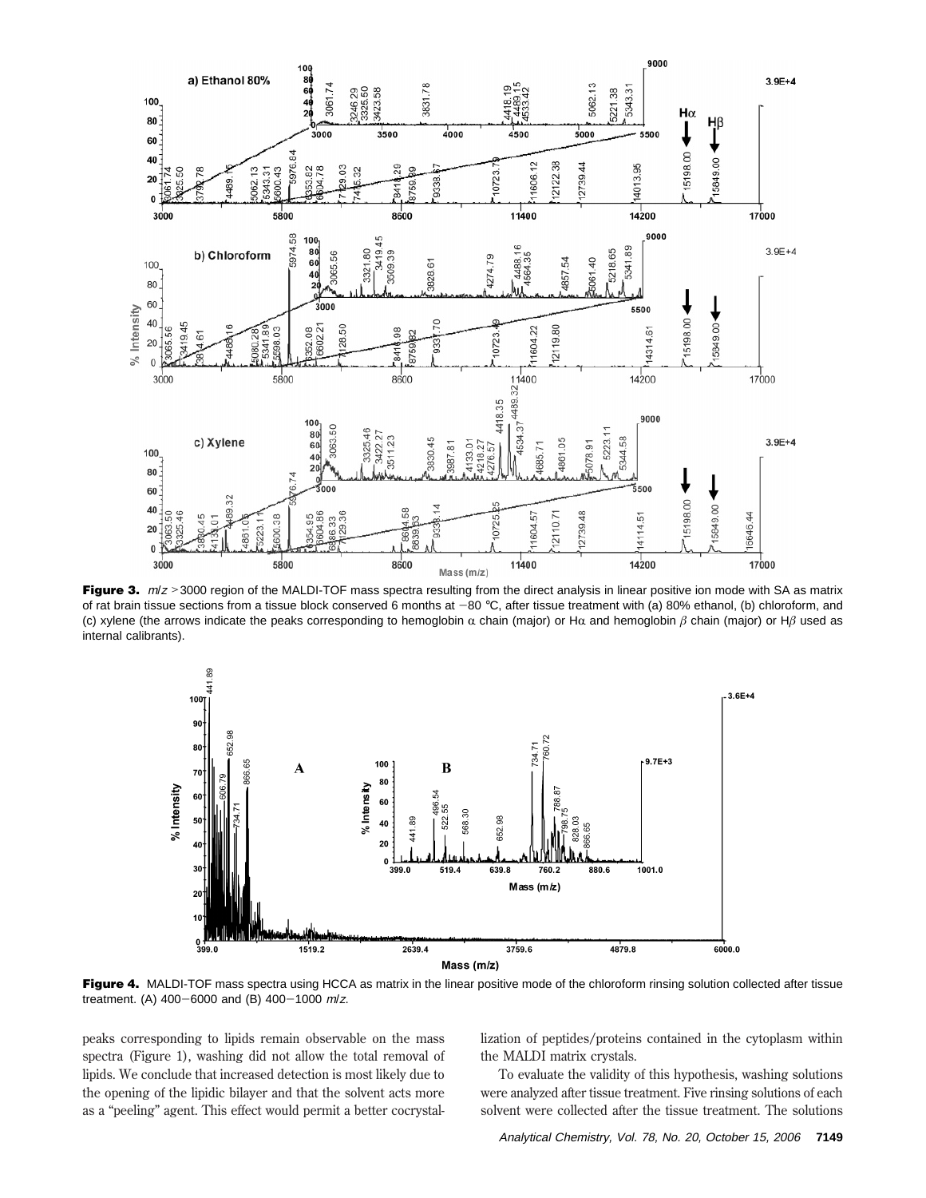**Figure 3.** $m/z$ >3000 region of the MALDI-TOF mass spectra resulting from the direct analysis in linear positive ion mode with SA as matrix of rat brain tissue sections from a tissue block conserved 6 months at −80 °C, after tissue treatment with (a) 80% ethanol, (b) chloroform, and (c) xylene (the arrows indicate the peaks corresponding to hemoglobin α chain (major) or Hα and hemoglobin β chain (major) or Hβ used as internal calibrants).

**Figure 4.** MALDI-TOF mass spectra using HCCA as matrix in the linear positive mode of the chloroform rinsing solution collected after tissue treatment. (A) 400−6000 and (B) 400−1000 $m/z$.

peaks corresponding to lipids remain observable on the mass spectra (Figure 1), washing did not allow the total removal of lipids. We conclude that increased detection is most likely due to the opening of the lipidic bilayer and that the solvent acts more as a "peeling" agent. This effect would permit a better cocrystallization of peptides/proteins contained in the cytoplasm within the MALDI matrix crystals.

To evaluate the validity of this hypothesis, washing solutions were analyzed after tissue treatment. Five rinsing solutions of each solvent were collected after the tissue treatment. The solutions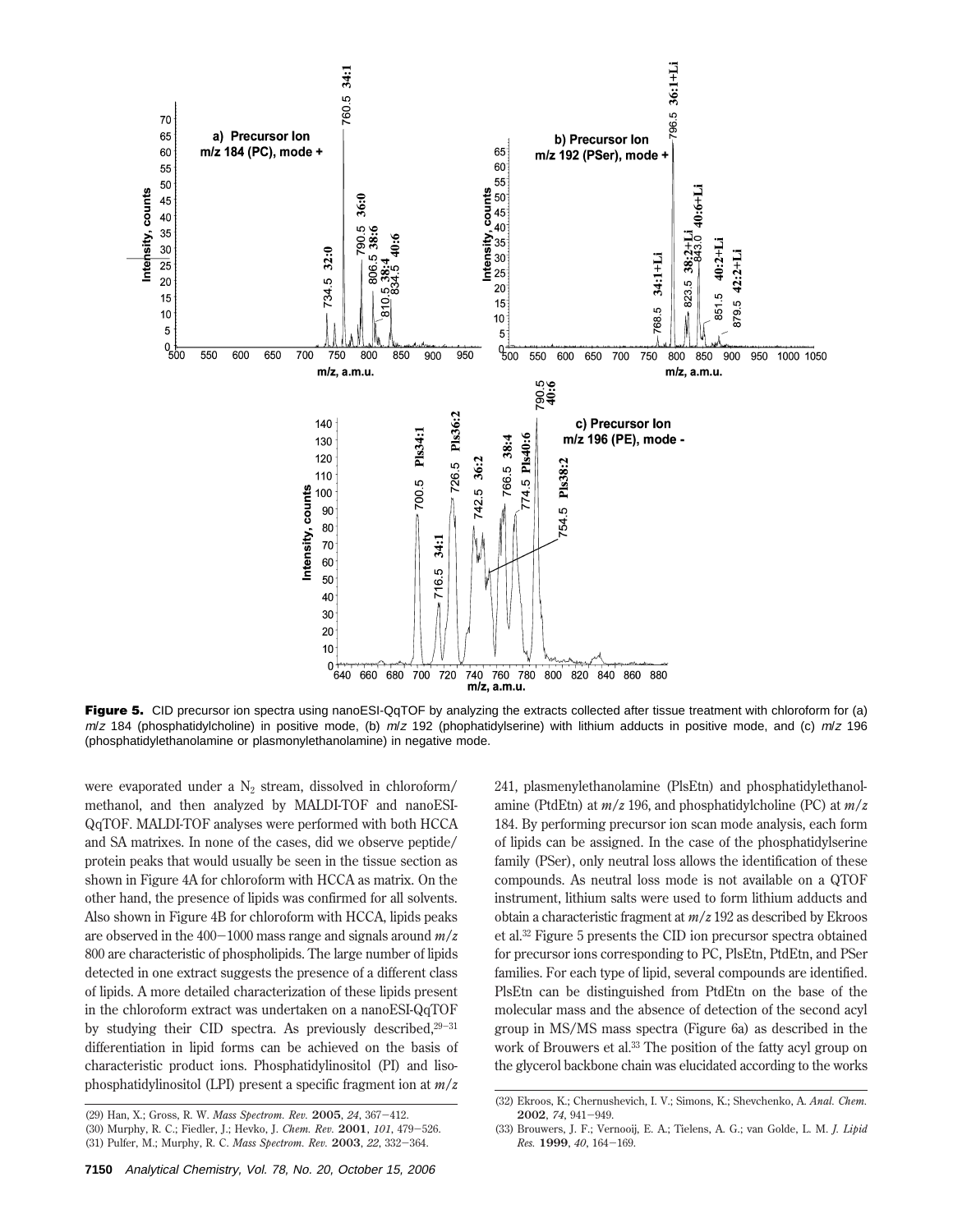**Figure 5.** CID precursor ion spectra using nanoESI-QqTOF by analyzing the extracts collected after tissue treatment with chloroform for (a) $m/z$ 184 (phosphatidylcholine) in positive mode, (b) $m/z$ 192 (phophatidylserine) with lithium adducts in positive mode, and (c) $m/z$ 196 (phosphatidylethanolamine or plasmonylethanolamine) in negative mode.

were evaporated under a $N_2$ stream, dissolved in chloroform/methanol, and then analyzed by MALDI-TOF and nanoESI-QqTOF. MALDI-TOF analyses were performed with both HCCA and SA matrixes. In none of the cases, did we observe peptide/protein peaks that would usually be seen in the tissue section as shown in Figure 4A for chloroform with HCCA as matrix. On the other hand, the presence of lipids was confirmed for all solvents. Also shown in Figure 4B for chloroform with HCCA, lipids peaks are observed in the 400−1000 mass range and signals around $m/z$ 800 are characteristic of phospholipids. The large number of lipids detected in one extract suggests the presence of a different class of lipids. A more detailed characterization of these lipids present in the chloroform extract was undertaken on a nanoESI-QqTOF by studying their CID spectra. As previously described,[29−31] differentiation in lipid forms can be achieved on the basis of characteristic product ions. Phosphatidylinositol (PI) and lisophosphatidylinositol (LPI) present a specific fragment ion at $m/z$ 241, plasmenylethanolamine (PlsEtn) and phosphatidylethanolamine (PtdEtn) at $m/z$ 196, and phosphatidylcholine (PC) at $m/z$ 184. By performing precursor ion scan mode analysis, each form of lipids can be assigned. In the case of the phosphatidylserine family (PSer), only neutral loss allows the identification of these compounds. As neutral loss mode is not available on a QTOF instrument, lithium salts were used to form lithium adducts and obtain a characteristic fragment at $m/z$ 192 as described by Ekroos et al.[32] Figure 5 presents the CID ion precursor spectra obtained for precursor ions corresponding to PC, PlsEtn, PtdEtn, and PSer families. For each type of lipid, several compounds are identified. PlsEtn can be distinguished from PtdEtn on the base of the molecular mass and the absence of detection of the second acyl group in MS/MS mass spectra (Figure 6a) as described in the work of Brouwers et al.[33] The position of the fatty acyl group on the glycerol backbone chain was elucidated according to the works

(29) Han, X.; Gross, R. W. *Mass Spectrom. Rev.* **2005**, *24*, 367−412.
(30) Murphy, R. C.; Fiedler, J.; Hevko, J. *Chem. Rev.* **2001**, *101*, 479−526.
(31) Pulfer, M.; Murphy, R. C. *Mass Spectrom. Rev.* **2003**, *22*, 332−364.
(32) Ekroos, K.; Chernushevich, I. V.; Simons, K.; Shevchenko, A. *Anal. Chem.* **2002**, *74*, 941−949.
(33) Brouwers, J. F.; Vernooij, E. A.; Tielens, A. G.; van Golde, L. M. *J. Lipid Res.* **1999**, *40*, 164−169.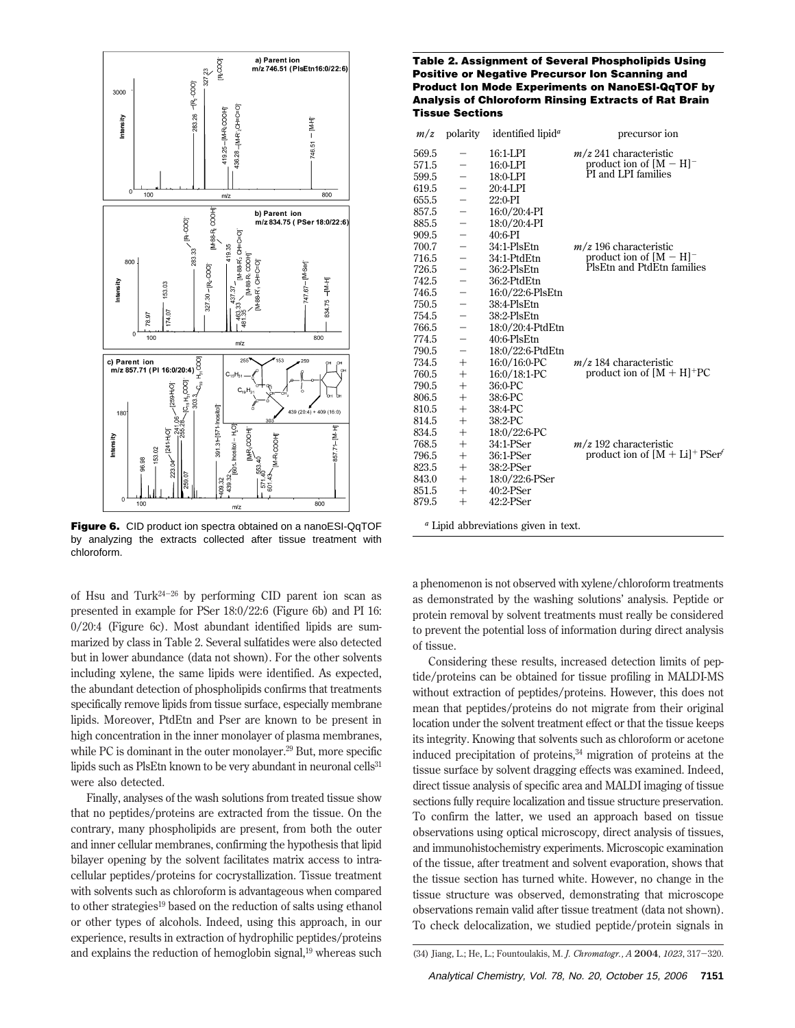a) Parent ion m/z 746.51 (PlsEtn16:0/22:6)

3000

Intensity

283.26 −[R₂-COO]⁻

327.23 [R₂-COO]⁻

419.25−[M-R₂COOH]⁻

436.28−[M-R₂CH=C=O]⁻

746.51 − [M-H]⁻

0 100 m/z 800

b) Parent ion m/z 834.75 ( PSer 18:0/22:6)

800

Intensity

78.97

153.03

174.07

283.33

[R₁-COO]⁻

327.30−[R₂-COO]⁻

[M-88-R₁ COOH]⁻

419.35

[M-88-R₁ CH=C=O]⁻

437.37

463.33

481.35

[M-88-R₂ COOH]⁻

[M-88-R₂ CH=C=O]⁻

747.67−[M-Ser]⁻

834.75 −[M-H]⁻

0 100 m/z 800

c) Parent ion m/z 857.71 (PI 16:0/20:4)

180

Intensity

96.98

153.02

223.04

[241-H₂O]⁻

241.06

255.28

[259-H₂O]⁻

259.07

[C₁₅ H₃₁COO]⁻

303.3 C₁₉ H₃₁COO⁻

391.31−[571-Inositol]⁻

409.32

439.32

[601-Inositol − H₂O]⁻

[M-R₂COOH]⁻

553.40

571.40

601.43

[M-R₁COOH]⁻

857.71−[M-H]⁻

0 100 m/z 800

255 153 259 303 439 (20:4) + 409 (16:0)

**Figure 6.** CID product ion spectra obtained on a nanoESI-QqTOF by analyzing the extracts collected after tissue treatment with chloroform.

of Hsu and Turk[24−26] by performing CID parent ion scan as presented in example for PSer 18:0/22:6 (Figure 6b) and PI 16:0/20:4 (Figure 6c). Most abundant identified lipids are summarized by class in Table 2. Several sulfatides were also detected but in lower abundance (data not shown). For the other solvents including xylene, the same lipids were identified. As expected, the abundant detection of phospholipids confirms that treatments specifically remove lipids from tissue surface, especially membrane lipids. Moreover, PtdEtn and Pser are known to be present in high concentration in the inner monolayer of plasma membranes, while PC is dominant in the outer monolayer.[29] But, more specific lipids such as PlsEtn known to be very abundant in neuronal cells[31] were also detected.

Finally, analyses of the wash solutions from treated tissue show that no peptides/proteins are extracted from the tissue. On the contrary, many phospholipids are present, from both the outer and inner cellular membranes, confirming the hypothesis that lipid bilayer opening by the solvent facilitates matrix access to intracellular peptides/proteins for cocrystallization. Tissue treatment with solvents such as chloroform is advantageous when compared to other strategies[19] based on the reduction of salts using ethanol or other types of alcohols. Indeed, using this approach, in our experience, results in extraction of hydrophilic peptides/proteins and explains the reduction of hemoglobin signal,[19] whereas such

**Table 2. Assignment of Several Phospholipids Using Positive or Negative Precursor Ion Scanning and Product Ion Mode Experiments on NanoESI-QqTOF by Analysis of Chloroform Rinsing Extracts of Rat Brain Tissue Sections**

| $m/z$ | polarity | identified lipid[a] | precursor ion |
|---|---|---|---|
| 569.5 | − | 16:1-LPI | $m/z$ 241 characteristic product ion of $[M-H]^-$ PI and LPI families |
| 571.5 | − | 16:0-LPI | |
| 599.5 | − | 18:0-LPI | |
| 619.5 | − | 20:4-LPI | |
| 655.5 | − | 22:0-PI | |
| 857.5 | − | 16:0/20:4-PI | |
| 885.5 | − | 18:0/20:4-PI | |
| 909.5 | − | 40:6-PI | |
| 700.7 | − | 34:1-PlsEtn | $m/z$ 196 characteristic product ion of $[M-H]^-$ PlsEtn and PtdEtn families |
| 716.5 | − | 34:1-PtdEtn | |
| 726.5 | − | 36:2-PlsEtn | |
| 742.5 | − | 36:2-PtdEtn | |
| 746.5 | − | 16:0/22:6-PlsEtn | |
| 750.5 | − | 38:4-PlsEtn | |
| 754.5 | − | 38:2-PlsEtn | |
| 766.5 | − | 18:0/20:4-PtdEtn | |
| 774.5 | − | 40:6-PlsEtn | |
| 790.5 | − | 18:0/22:6-PtdEtn | |
| 734.5 | + | 16:0/16:0-PC | $m/z$ 184 characteristic product ion of $[M+H]^+$PC |
| 760.5 | + | 16:0/18:1-PC | |
| 790.5 | + | 36:0-PC | |
| 806.5 | + | 38:6-PC | |
| 810.5 | + | 38:4-PC | |
| 814.5 | + | 38:2-PC | |
| 834.5 | + | 18:0/22:6-PC | |
| 768.5 | + | 34:1-PSer | $m/z$ 192 characteristic product ion of $[M+Li]^+$ PSer$^f$ |
| 796.5 | + | 36:1-PSer | |
| 823.5 | + | 38:2-PSer | |
| 843.0 | + | 18:0/22:6-PSer | |
| 851.5 | + | 40:2-PSer | |
| 879.5 | + | 42:2-PSer | |

[a] Lipid abbreviations given in text.

a phenomenon is not observed with xylene/chloroform treatments as demonstrated by the washing solutions' analysis. Peptide or protein removal by solvent treatments must really be considered to prevent the potential loss of information during direct analysis of tissue.

Considering these results, increased detection limits of peptide/proteins can be obtained for tissue profiling in MALDI-MS without extraction of peptides/proteins. However, this does not mean that peptides/proteins do not migrate from their original location under the solvent treatment effect or that the tissue keeps its integrity. Knowing that solvents such as chloroform or acetone induced precipitation of proteins,[34] migration of proteins at the tissue surface by solvent dragging effects was examined. Indeed, direct tissue analysis of specific area and MALDI imaging of tissue sections fully require localization and tissue structure preservation. To confirm the latter, we used an approach based on tissue observations using optical microscopy, direct analysis of tissues, and immunohistochemistry experiments. Microscopic examination of the tissue, after treatment and solvent evaporation, shows that the tissue section has turned white. However, no change in the tissue structure was observed, demonstrating that microscope observations remain valid after tissue treatment (data not shown). To check delocalization, we studied peptide/protein signals in

(34) Jiang, L.; He, L.; Fountoulakis, M. *J. Chromatogr., A* **2004**, *1023*, 317−320.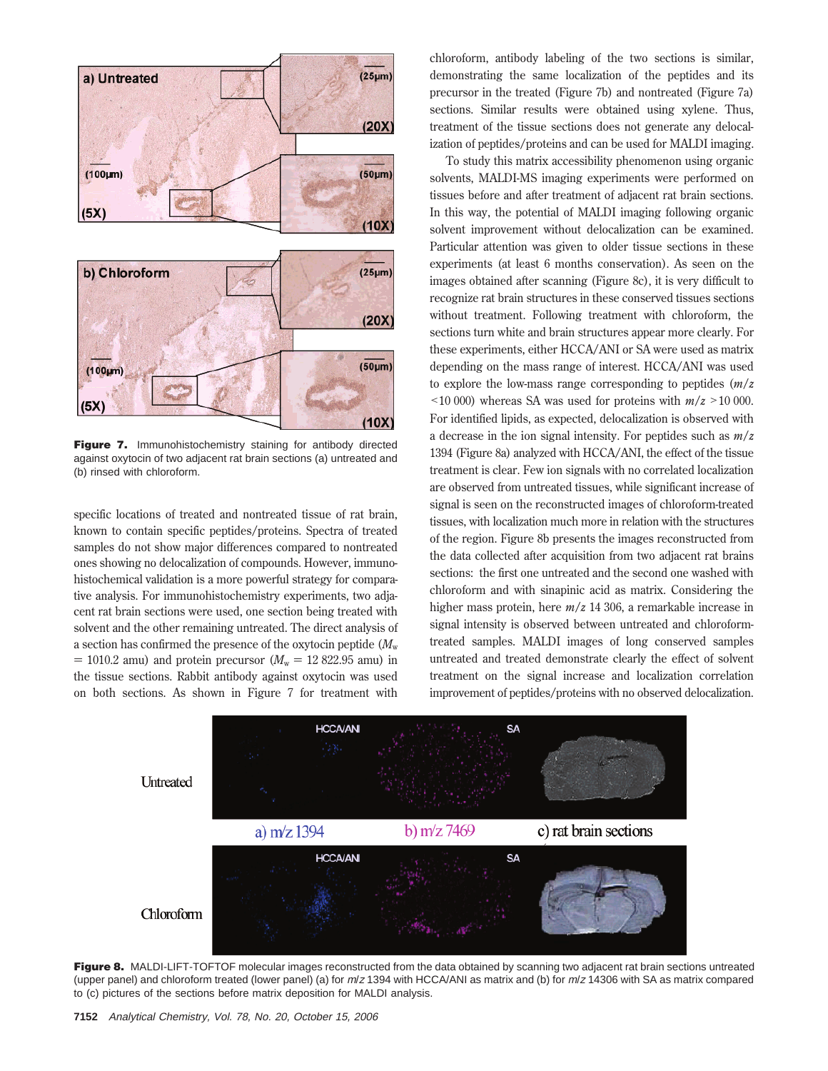Figure 7. Immunohistochemistry staining for antibody directed against oxytocin of two adjacent rat brain sections (a) untreated and (b) rinsed with chloroform.

specific locations of treated and nontreated tissue of rat brain, known to contain specific peptides/proteins. Spectra of treated samples do not show major differences compared to nontreated ones showing no delocalization of compounds. However, immunohistochemical validation is a more powerful strategy for comparative analysis. For immunohistochemistry experiments, two adjacent rat brain sections were used, one section being treated with solvent and the other remaining untreated. The direct analysis of a section has confirmed the presence of the oxytocin peptide ($M_w$ = 1010.2 amu) and protein precursor ($M_w$ = 12 822.95 amu) in the tissue sections. Rabbit antibody against oxytocin was used on both sections. As shown in Figure 7 for treatment with chloroform, antibody labeling of the two sections is similar, demonstrating the same localization of the peptides and its precursor in the treated (Figure 7b) and nontreated (Figure 7a) sections. Similar results were obtained using xylene. Thus, treatment of the tissue sections does not generate any delocalization of peptides/proteins and can be used for MALDI imaging.

To study this matrix accessibility phenomenon using organic solvents, MALDI-MS imaging experiments were performed on tissues before and after treatment of adjacent rat brain sections. In this way, the potential of MALDI imaging following organic solvent improvement without delocalization can be examined. Particular attention was given to older tissue sections in these experiments (at least 6 months conservation). As seen on the images obtained after scanning (Figure 8c), it is very difficult to recognize rat brain structures in these conserved tissues sections without treatment. Following treatment with chloroform, the sections turn white and brain structures appear more clearly. For these experiments, either HCCA/ANI or SA were used as matrix depending on the mass range of interest. HCCA/ANI was used to explore the low-mass range corresponding to peptides ($m/z$ <10 000) whereas SA was used for proteins with $m/z$ >10 000. For identified lipids, as expected, delocalization is observed with a decrease in the ion signal intensity. For peptides such as $m/z$ 1394 (Figure 8a) analyzed with HCCA/ANI, the effect of the tissue treatment is clear. Few ion signals with no correlated localization are observed from untreated tissues, while significant increase of signal is seen on the reconstructed images of chloroform-treated tissues, with localization much more in relation with the structures of the region. Figure 8b presents the images reconstructed from the data collected after acquisition from two adjacent rat brains sections: the first one untreated and the second one washed with chloroform and with sinapinic acid as matrix. Considering the higher mass protein, here $m/z$ 14 306, a remarkable increase in signal intensity is observed between untreated and chloroform-treated samples. MALDI images of long conserved samples untreated and treated demonstrate clearly the effect of solvent treatment on the signal increase and localization correlation improvement of peptides/proteins with no observed delocalization.

Figure 8. MALDI-LIFT-TOFTOF molecular images reconstructed from the data obtained by scanning two adjacent rat brain sections untreated (upper panel) and chloroform treated (lower panel) (a) for $m/z$ 1394 with HCCA/ANI as matrix and (b) for $m/z$ 14306 with SA as matrix compared to (c) pictures of the sections before matrix deposition for MALDI analysis.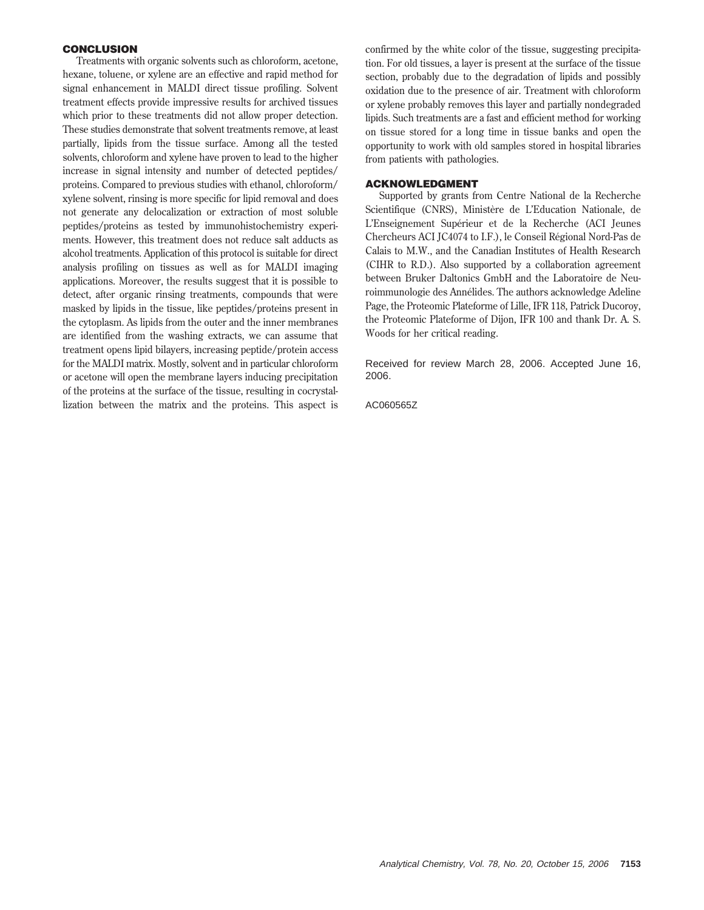## CONCLUSION

Treatments with organic solvents such as chloroform, acetone, hexane, toluene, or xylene are an effective and rapid method for signal enhancement in MALDI direct tissue profiling. Solvent treatment effects provide impressive results for archived tissues which prior to these treatments did not allow proper detection. These studies demonstrate that solvent treatments remove, at least partially, lipids from the tissue surface. Among all the tested solvents, chloroform and xylene have proven to lead to the higher increase in signal intensity and number of detected peptides/proteins. Compared to previous studies with ethanol, chloroform/xylene solvent, rinsing is more specific for lipid removal and does not generate any delocalization or extraction of most soluble peptides/proteins as tested by immunohistochemistry experiments. However, this treatment does not reduce salt adducts as alcohol treatments. Application of this protocol is suitable for direct analysis profiling on tissues as well as for MALDI imaging applications. Moreover, the results suggest that it is possible to detect, after organic rinsing treatments, compounds that were masked by lipids in the tissue, like peptides/proteins present in the cytoplasm. As lipids from the outer and the inner membranes are identified from the washing extracts, we can assume that treatment opens lipid bilayers, increasing peptide/protein access for the MALDI matrix. Mostly, solvent and in particular chloroform or acetone will open the membrane layers inducing precipitation of the proteins at the surface of the tissue, resulting in cocrystallization between the matrix and the proteins. This aspect is confirmed by the white color of the tissue, suggesting precipitation. For old tissues, a layer is present at the surface of the tissue section, probably due to the degradation of lipids and possibly oxidation due to the presence of air. Treatment with chloroform or xylene probably removes this layer and partially nondegraded lipids. Such treatments are a fast and efficient method for working on tissue stored for a long time in tissue banks and open the opportunity to work with old samples stored in hospital libraries from patients with pathologies.

## ACKNOWLEDGMENT

Supported by grants from Centre National de la Recherche Scientifique (CNRS), Ministère de L'Education Nationale, de L'Enseignement Supérieur et de la Recherche (ACI Jeunes Chercheurs ACI JC4074 to I.F.), le Conseil Régional Nord-Pas de Calais to M.W., and the Canadian Institutes of Health Research (CIHR to R.D.). Also supported by a collaboration agreement between Bruker Daltonics GmbH and the Laboratoire de Neuroimmunologie des Annélides. The authors acknowledge Adeline Page, the Proteomic Plateforme of Lille, IFR 118, Patrick Ducoroy, the Proteomic Plateforme of Dijon, IFR 100 and thank Dr. A. S. Woods for her critical reading.

Received for review March 28, 2006. Accepted June 16, 2006.

AC060565Z